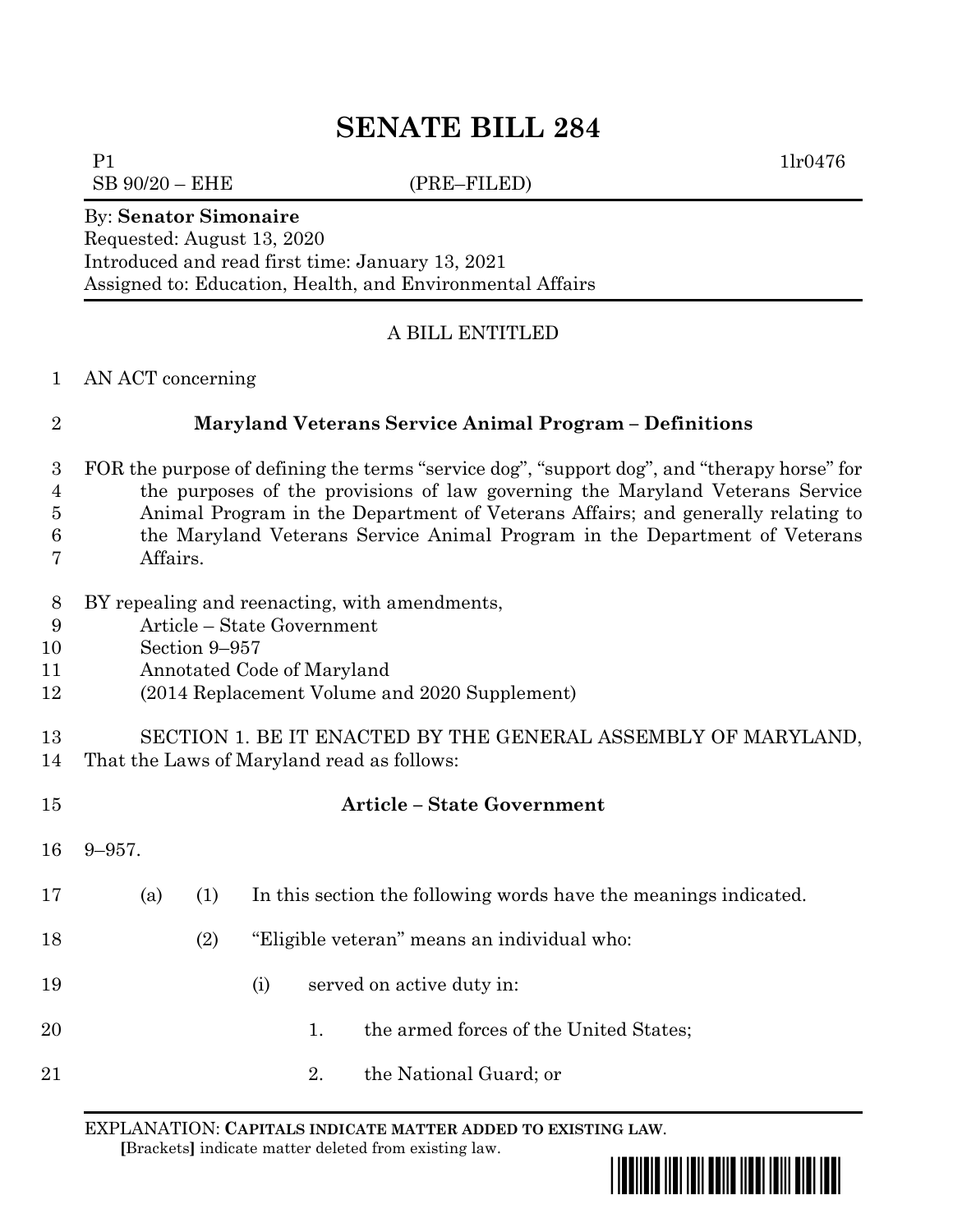# SENATE BILL 284

P1 1lr0476
SB 90/20 – EHE (PRE–FILED)

By: **Senator Simonaire**
Requested: August 13, 2020
Introduced and read first time: January 13, 2021
Assigned to: Education, Health, and Environmental Affairs

A BILL ENTITLED

1 AN ACT concerning

2 **Maryland Veterans Service Animal Program – Definitions**

3 FOR the purpose of defining the terms "service dog", "support dog", and "therapy horse" for
4 the purposes of the provisions of law governing the Maryland Veterans Service
5 Animal Program in the Department of Veterans Affairs; and generally relating to
6 the Maryland Veterans Service Animal Program in the Department of Veterans
7 Affairs.

8 BY repealing and reenacting, with amendments,
9 Article – State Government
10 Section 9–957
11 Annotated Code of Maryland
12 (2014 Replacement Volume and 2020 Supplement)

13 SECTION 1. BE IT ENACTED BY THE GENERAL ASSEMBLY OF MARYLAND,
14 That the Laws of Maryland read as follows:

15 **Article – State Government**

16 9–957.

17 (a) (1) In this section the following words have the meanings indicated.

18 (2) "Eligible veteran" means an individual who:

19 (i) served on active duty in:

20 1. the armed forces of the United States;

21 2. the National Guard; or

EXPLANATION: **CAPITALS INDICATE MATTER ADDED TO EXISTING LAW.**
**[**Brackets**]** indicate matter deleted from existing law.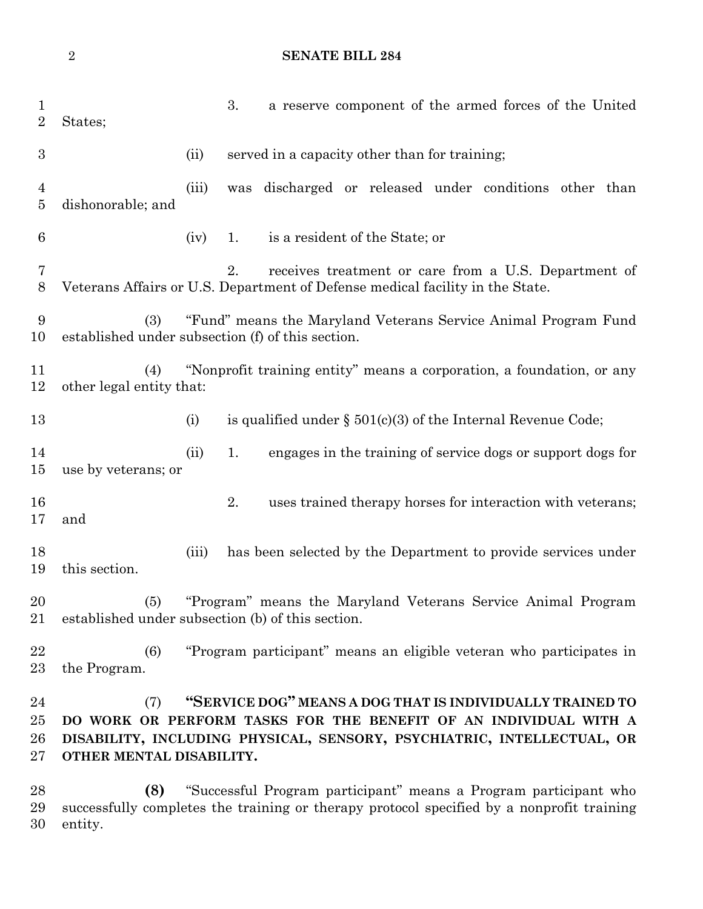3. a reserve component of the armed forces of the United States;

(ii) served in a capacity other than for training;

(iii) was discharged or released under conditions other than dishonorable; and

(iv) 1. is a resident of the State; or

2. receives treatment or care from a U.S. Department of Veterans Affairs or U.S. Department of Defense medical facility in the State.

(3) "Fund" means the Maryland Veterans Service Animal Program Fund established under subsection (f) of this section.

(4) "Nonprofit training entity" means a corporation, a foundation, or any other legal entity that:

(i) is qualified under § 501(c)(3) of the Internal Revenue Code;

(ii) 1. engages in the training of service dogs or support dogs for use by veterans; or

2. uses trained therapy horses for interaction with veterans; and

(iii) has been selected by the Department to provide services under this section.

(5) "Program" means the Maryland Veterans Service Animal Program established under subsection (b) of this section.

(6) "Program participant" means an eligible veteran who participates in the Program.

(7) **"SERVICE DOG" MEANS A DOG THAT IS INDIVIDUALLY TRAINED TO DO WORK OR PERFORM TASKS FOR THE BENEFIT OF AN INDIVIDUAL WITH A DISABILITY, INCLUDING PHYSICAL, SENSORY, PSYCHIATRIC, INTELLECTUAL, OR OTHER MENTAL DISABILITY.**

**(8)** "Successful Program participant" means a Program participant who successfully completes the training or therapy protocol specified by a nonprofit training entity.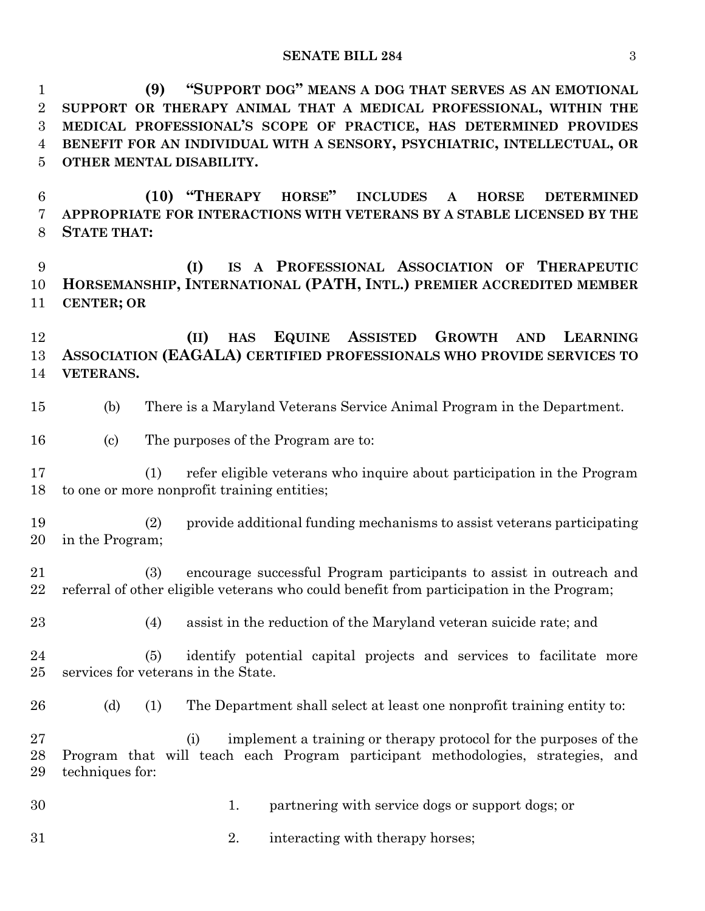**(9) "SUPPORT DOG" MEANS A DOG THAT SERVES AS AN EMOTIONAL SUPPORT OR THERAPY ANIMAL THAT A MEDICAL PROFESSIONAL, WITHIN THE MEDICAL PROFESSIONAL'S SCOPE OF PRACTICE, HAS DETERMINED PROVIDES BENEFIT FOR AN INDIVIDUAL WITH A SENSORY, PSYCHIATRIC, INTELLECTUAL, OR OTHER MENTAL DISABILITY.**

**(10) "THERAPY HORSE" INCLUDES A HORSE DETERMINED APPROPRIATE FOR INTERACTIONS WITH VETERANS BY A STABLE LICENSED BY THE STATE THAT:**

**(I) IS A PROFESSIONAL ASSOCIATION OF THERAPEUTIC HORSEMANSHIP, INTERNATIONAL (PATH, INTL.) PREMIER ACCREDITED MEMBER CENTER; OR**

**(II) HAS EQUINE ASSISTED GROWTH AND LEARNING ASSOCIATION (EAGALA) CERTIFIED PROFESSIONALS WHO PROVIDE SERVICES TO VETERANS.**

(b) There is a Maryland Veterans Service Animal Program in the Department.

(c) The purposes of the Program are to:

(1) refer eligible veterans who inquire about participation in the Program to one or more nonprofit training entities;

(2) provide additional funding mechanisms to assist veterans participating in the Program;

(3) encourage successful Program participants to assist in outreach and referral of other eligible veterans who could benefit from participation in the Program;

(4) assist in the reduction of the Maryland veteran suicide rate; and

(5) identify potential capital projects and services to facilitate more services for veterans in the State.

(d) (1) The Department shall select at least one nonprofit training entity to:

(i) implement a training or therapy protocol for the purposes of the Program that will teach each Program participant methodologies, strategies, and techniques for:

1. partnering with service dogs or support dogs; or

2. interacting with therapy horses;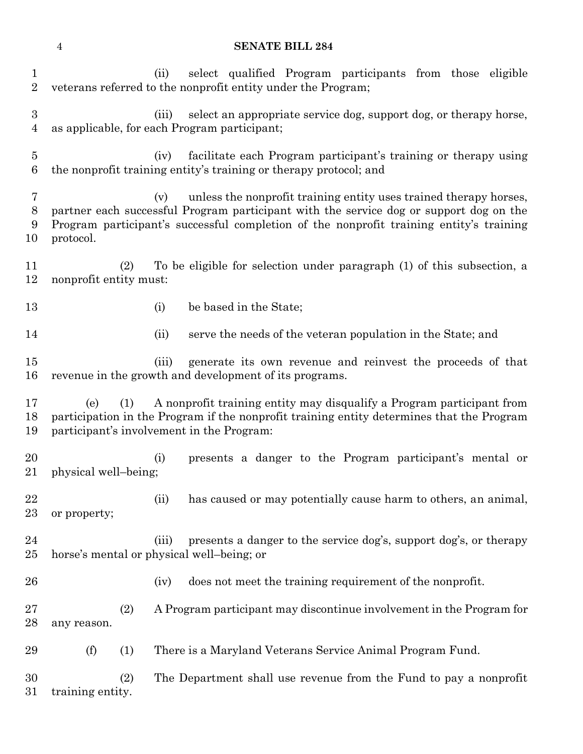(ii) select qualified Program participants from those eligible veterans referred to the nonprofit entity under the Program;

(iii) select an appropriate service dog, support dog, or therapy horse, as applicable, for each Program participant;

(iv) facilitate each Program participant's training or therapy using the nonprofit training entity's training or therapy protocol; and

(v) unless the nonprofit training entity uses trained therapy horses, partner each successful Program participant with the service dog or support dog on the Program participant's successful completion of the nonprofit training entity's training protocol.

(2) To be eligible for selection under paragraph (1) of this subsection, a nonprofit entity must:

(i) be based in the State;

(ii) serve the needs of the veteran population in the State; and

(iii) generate its own revenue and reinvest the proceeds of that revenue in the growth and development of its programs.

(e) (1) A nonprofit training entity may disqualify a Program participant from participation in the Program if the nonprofit training entity determines that the Program participant's involvement in the Program:

(i) presents a danger to the Program participant's mental or physical well–being;

(ii) has caused or may potentially cause harm to others, an animal, or property;

(iii) presents a danger to the service dog's, support dog's, or therapy horse's mental or physical well–being; or

(iv) does not meet the training requirement of the nonprofit.

(2) A Program participant may discontinue involvement in the Program for any reason.

(f) (1) There is a Maryland Veterans Service Animal Program Fund.

(2) The Department shall use revenue from the Fund to pay a nonprofit training entity.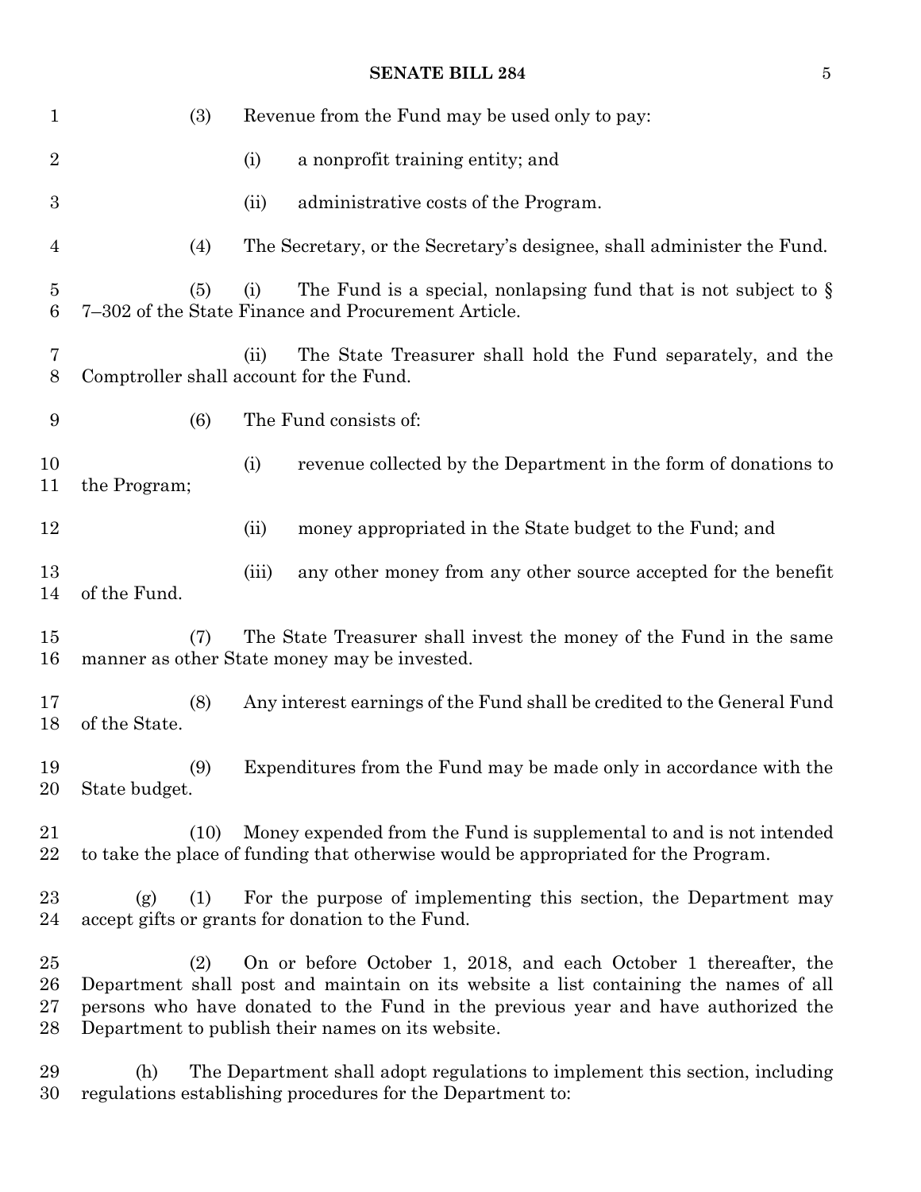(3) Revenue from the Fund may be used only to pay:

(i) a nonprofit training entity; and

(ii) administrative costs of the Program.

(4) The Secretary, or the Secretary's designee, shall administer the Fund.

(5) (i) The Fund is a special, nonlapsing fund that is not subject to § 7–302 of the State Finance and Procurement Article.

(ii) The State Treasurer shall hold the Fund separately, and the Comptroller shall account for the Fund.

(6) The Fund consists of:

(i) revenue collected by the Department in the form of donations to the Program;

(ii) money appropriated in the State budget to the Fund; and

(iii) any other money from any other source accepted for the benefit of the Fund.

(7) The State Treasurer shall invest the money of the Fund in the same manner as other State money may be invested.

(8) Any interest earnings of the Fund shall be credited to the General Fund of the State.

(9) Expenditures from the Fund may be made only in accordance with the State budget.

(10) Money expended from the Fund is supplemental to and is not intended to take the place of funding that otherwise would be appropriated for the Program.

(g) (1) For the purpose of implementing this section, the Department may accept gifts or grants for donation to the Fund.

(2) On or before October 1, 2018, and each October 1 thereafter, the Department shall post and maintain on its website a list containing the names of all persons who have donated to the Fund in the previous year and have authorized the Department to publish their names on its website.

(h) The Department shall adopt regulations to implement this section, including regulations establishing procedures for the Department to: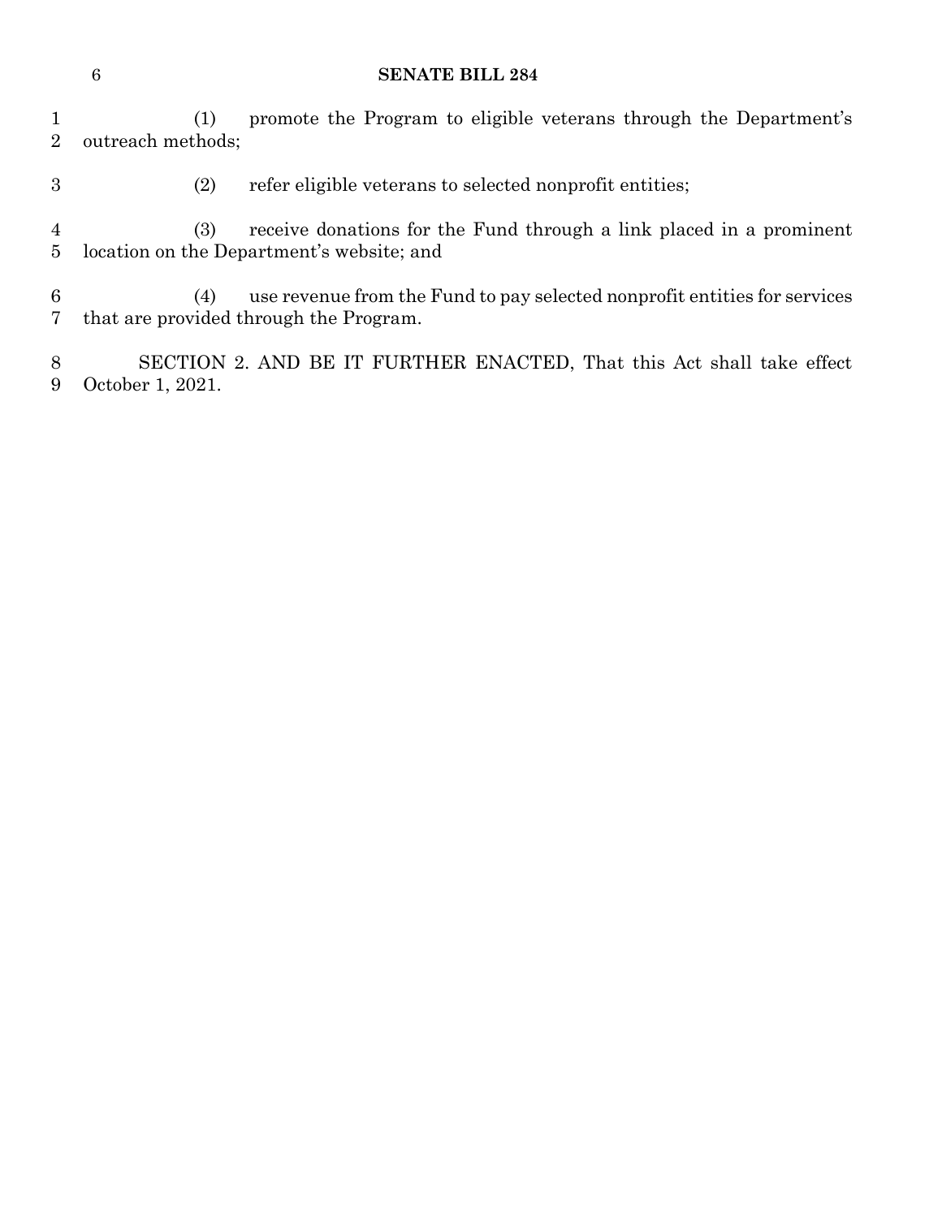(1) promote the Program to eligible veterans through the Department's outreach methods;

(2) refer eligible veterans to selected nonprofit entities;

(3) receive donations for the Fund through a link placed in a prominent location on the Department's website; and

(4) use revenue from the Fund to pay selected nonprofit entities for services that are provided through the Program.

SECTION 2. AND BE IT FURTHER ENACTED, That this Act shall take effect October 1, 2021.